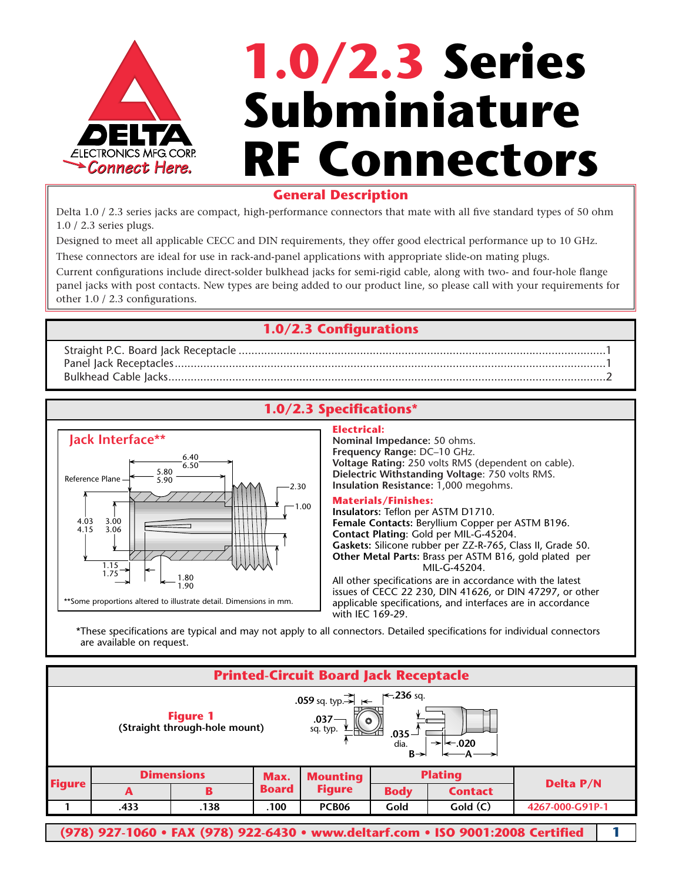# 1.0/2.3 Series Subminiature RF Connectors

## General Description

Delta 1.0 / 2.3 series jacks are compact, high-performance connectors that mate with all five standard types of 50 ohm 1.0 / 2.3 series plugs.

Designed to meet all applicable CECC and DIN requirements, they offer good electrical performance up to 10 GHz.

These connectors are ideal for use in rack-and-panel applications with appropriate slide-on mating plugs.

Current configurations include direct-solder bulkhead jacks for semi-rigid cable, along with two- and four-hole flange panel jacks with post contacts. New types are being added to our product line, so please call with your requirements for other 1.0 / 2.3 configurations.

## 1.0/2.3 Configurations

Straight P.C. Board Jack Receptacle ........ 1
Panel Jack Receptacles ........ 1
Bulkhead Cable Jacks ........ 2

## 1.0/2.3 Specifications*

### Jack Interface**

Reference Plane; 6.40 / 6.50; 5.80 / 5.90; 2.30; 1.00; 4.03 / 4.15; 3.00 / 3.06; 1.15 / 1.75; 1.80 / 1.90

**Some proportions altered to illustrate detail. Dimensions in mm.

### Electrical:

**Nominal Impedance:** 50 ohms.
**Frequency Range:** DC–10 GHz.
**Voltage Rating:** 250 volts RMS (dependent on cable).
**Dielectric Withstanding Voltage**: 750 volts RMS.
**Insulation Resistance:** 1,000 megohms.

### Materials/Finishes:

**Insulators:** Teflon per ASTM D1710.
**Female Contacts:** Beryllium Copper per ASTM B196.
**Contact Plating**: Gold per MIL-G-45204.
**Gaskets:** Silicone rubber per ZZ-R-765, Class II, Grade 50.
**Other Metal Parts:** Brass per ASTM B16, gold plated per MIL-G-45204.

All other specifications are in accordance with the latest issues of CECC 22 230, DIN 41626, or DIN 47297, or other applicable specifications, and interfaces are in accordance with IEC 169-29.

*These specifications are typical and may not apply to all connectors. Detailed specifications for individual connectors are available on request.

## Printed-Circuit Board Jack Receptacle

**Figure 1**
**(Straight through-hole mount)**

.059 sq. typ.; .236 sq.; .037 sq. typ.; .035 dia.; .020; B; A

| Figure | Dimensions | | Max. Board | Mounting Figure | Plating | | Delta P/N |
|---|---|---|---|---|---|---|---|
| | A | B | | | Body | Contact | |
| 1 | .433 | .138 | .100 | PCB06 | Gold | Gold (C) | 4267-000-G91P-1 |

(978) 927-1060 • FAX (978) 922-6430 • www.deltarf.com • ISO 9001:2008 Certified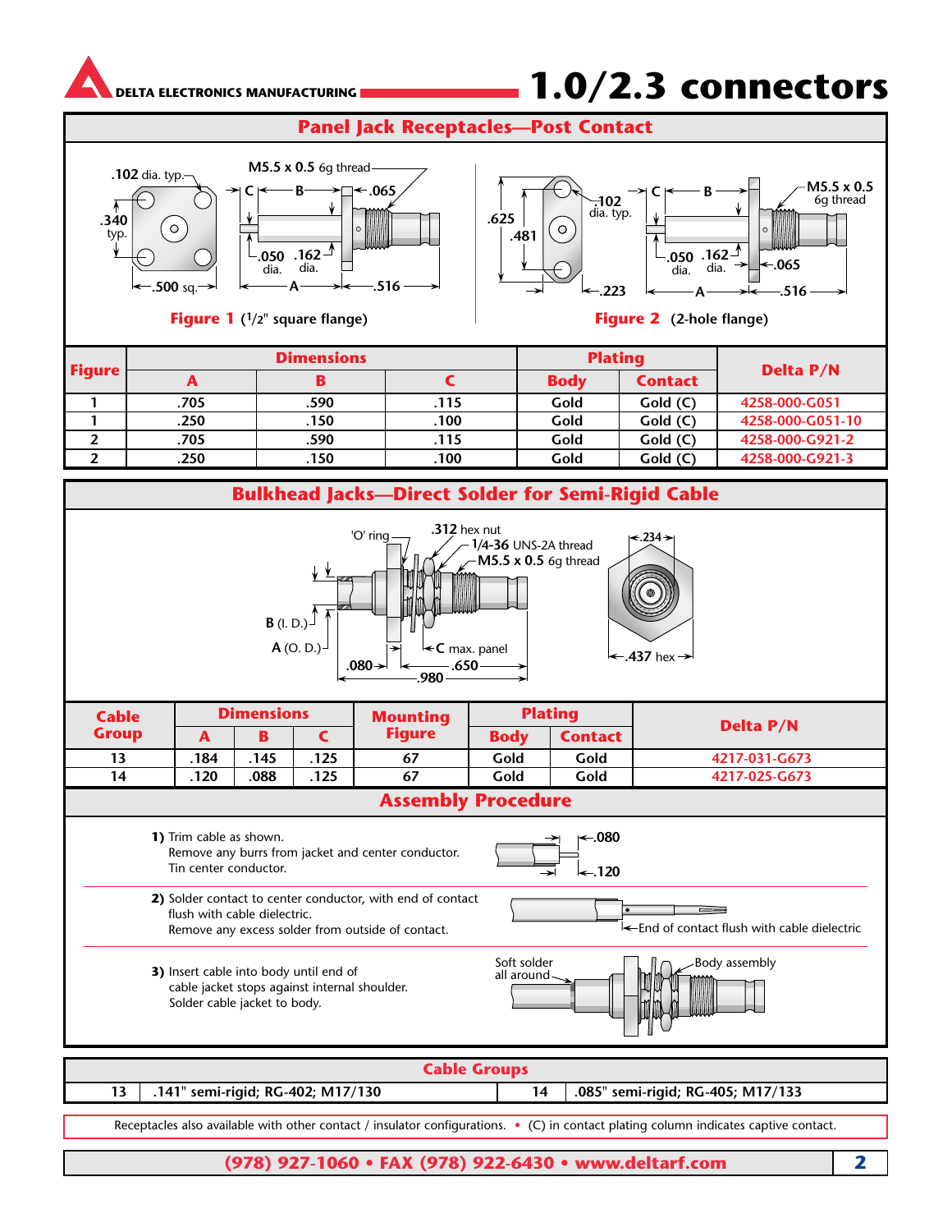# DELTA ELECTRONICS MANUFACTURING — 1.0/2.3 connectors

## Panel Jack Receptacles—Post Contact

.102 dia. typ.
M5.5 x 0.5 6g thread
C B .065
.340 typ.
.050 dia. .162 dia.
.500 sq. A .516

**Figure 1** (1/2" square flange)

.625 .481
.102 dia. typ.
C B
M5.5 x 0.5 6g thread
.050 dia. .162 dia. .065
.223 A .516

**Figure 2** (2-hole flange)

| Figure | Dimensions | | | Plating | | Delta P/N |
|---|---|---|---|---|---|---|
| | A | B | C | Body | Contact | |
| 1 | .705 | .590 | .115 | Gold | Gold (C) | 4258-000-G051 |
| 1 | .250 | .150 | .100 | Gold | Gold (C) | 4258-000-G051-10 |
| 2 | .705 | .590 | .115 | Gold | Gold (C) | 4258-000-G921-2 |
| 2 | .250 | .150 | .100 | Gold | Gold (C) | 4258-000-G921-3 |

## Bulkhead Jacks—Direct Solder for Semi-Rigid Cable

'O' ring
.312 hex nut
1/4-36 UNS-2A thread
M5.5 x 0.5 6g thread
.234
B (I. D.)
A (O. D.)
C max. panel
.080 .650
.980
.437 hex

| Cable Group | Dimensions | | | Mounting Figure | Plating | | Delta P/N |
|---|---|---|---|---|---|---|---|
| | A | B | C | | Body | Contact | |
| 13 | .184 | .145 | .125 | 67 | Gold | Gold | 4217-031-G673 |
| 14 | .120 | .088 | .125 | 67 | Gold | Gold | 4217-025-G673 |

## Assembly Procedure

**1)** Trim cable as shown.
Remove any burrs from jacket and center conductor.
Tin center conductor.

.080
.120

**2)** Solder contact to center conductor, with end of contact flush with cable dielectric.
Remove any excess solder from outside of contact.

End of contact flush with cable dielectric

**3)** Insert cable into body until end of cable jacket stops against internal shoulder.
Solder cable jacket to body.

Soft solder all around
Body assembly

## Cable Groups

| | | | |
|---|---|---|---|
| 13 | .141" semi-rigid; RG-402; M17/130 | 14 | .085" semi-rigid; RG-405; M17/133 |

Receptacles also available with other contact / insulator configurations. • (C) in contact plating column indicates captive contact.

(978) 927-1060 • FAX (978) 922-6430 • www.deltarf.com